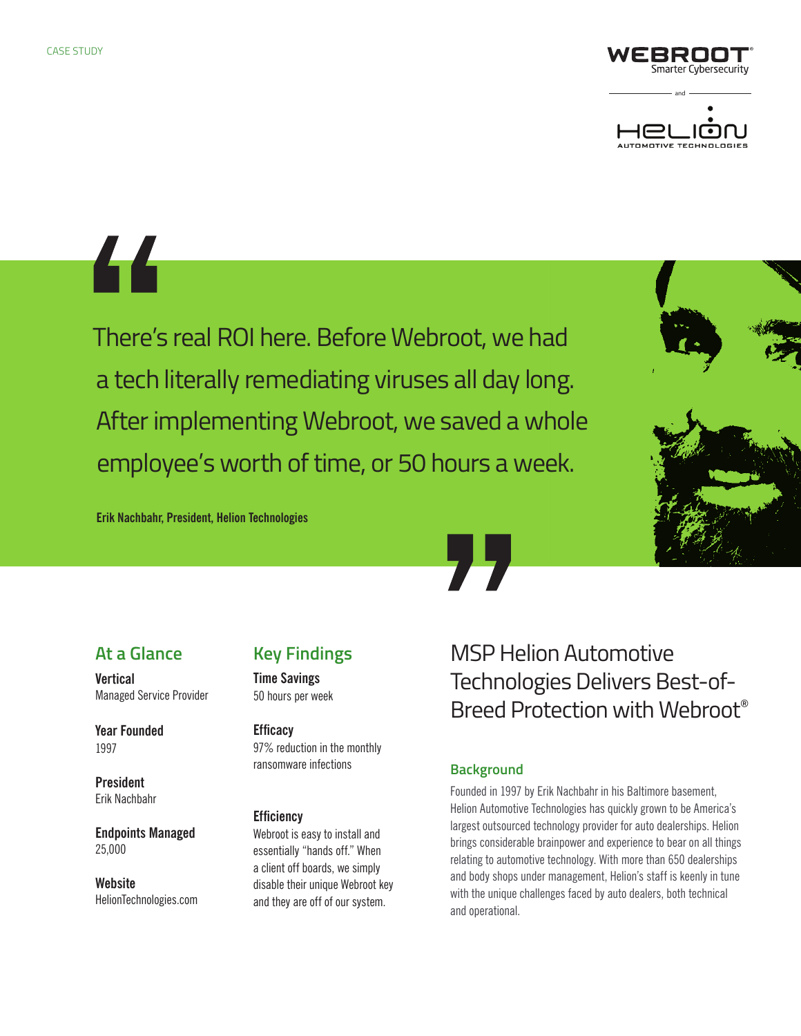CASE STUDY

WEBROOT® Smarter Cybersecurity

and

HELION AUTOMOTIVE TECHNOLOGIES

> There's real ROI here. Before Webroot, we had a tech literally remediating viruses all day long. After implementing Webroot, we saved a whole employee's worth of time, or 50 hours a week.
>
> **Erik Nachbahr, President, Helion Technologies**

## At a Glance

**Vertical**
Managed Service Provider

**Year Founded**
1997

**President**
Erik Nachbahr

**Endpoints Managed**
25,000

**Website**
HelionTechnologies.com

## Key Findings

**Time Savings**
50 hours per week

**Efficacy**
97% reduction in the monthly ransomware infections

**Efficiency**
Webroot is easy to install and essentially "hands off." When a client off boards, we simply disable their unique Webroot key and they are off of our system.

# MSP Helion Automotive Technologies Delivers Best-of-Breed Protection with Webroot®

## Background

Founded in 1997 by Erik Nachbahr in his Baltimore basement, Helion Automotive Technologies has quickly grown to be America's largest outsourced technology provider for auto dealerships. Helion brings considerable brainpower and experience to bear on all things relating to automotive technology. With more than 650 dealerships and body shops under management, Helion's staff is keenly in tune with the unique challenges faced by auto dealers, both technical and operational.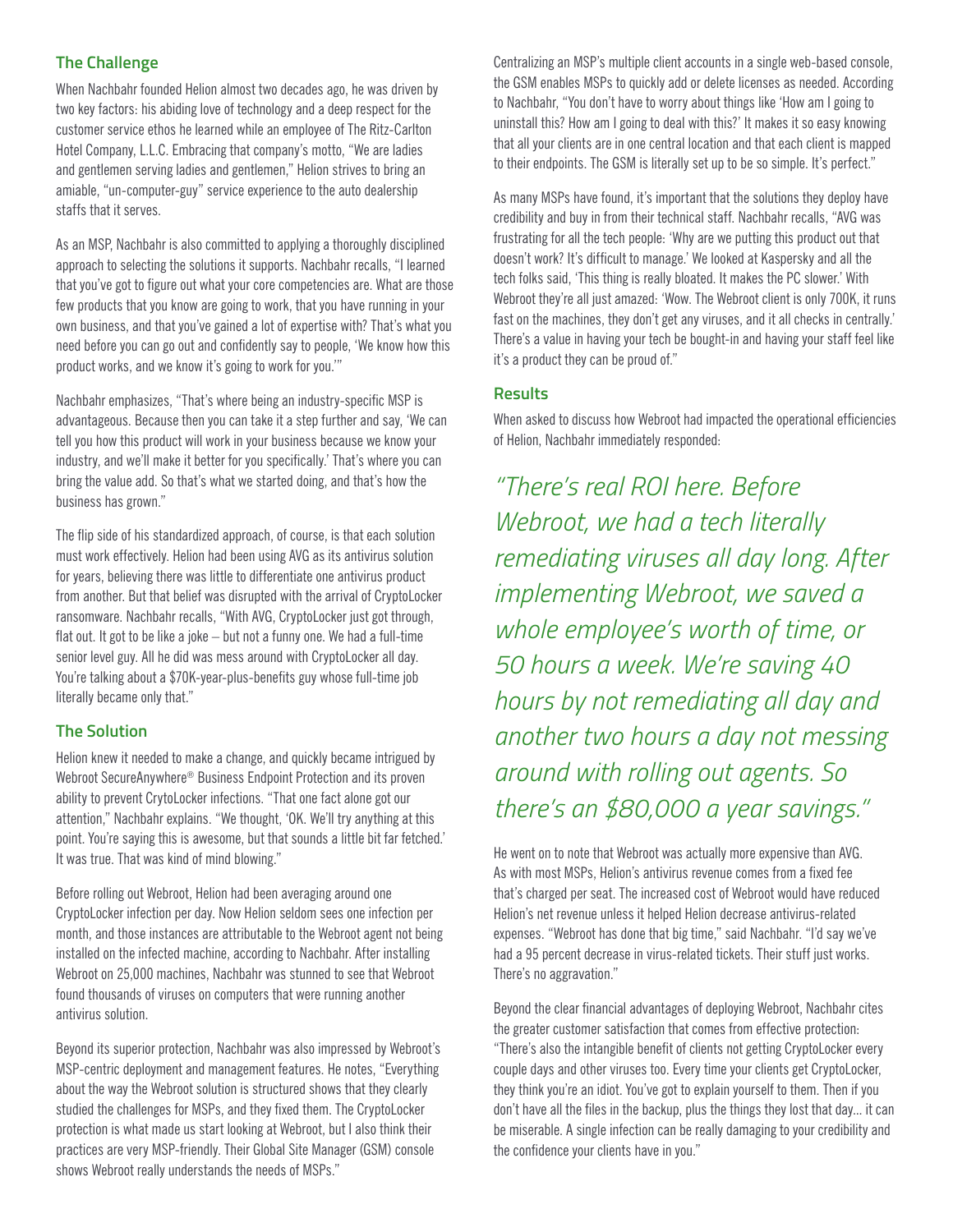## The Challenge

When Nachbahr founded Helion almost two decades ago, he was driven by two key factors: his abiding love of technology and a deep respect for the customer service ethos he learned while an employee of The Ritz-Carlton Hotel Company, L.L.C. Embracing that company's motto, "We are ladies and gentlemen serving ladies and gentlemen," Helion strives to bring an amiable, "un-computer-guy" service experience to the auto dealership staffs that it serves.

As an MSP, Nachbahr is also committed to applying a thoroughly disciplined approach to selecting the solutions it supports. Nachbahr recalls, "I learned that you've got to figure out what your core competencies are. What are those few products that you know are going to work, that you have running in your own business, and that you've gained a lot of expertise with? That's what you need before you can go out and confidently say to people, 'We know how this product works, and we know it's going to work for you.'"

Nachbahr emphasizes, "That's where being an industry-specific MSP is advantageous. Because then you can take it a step further and say, 'We can tell you how this product will work in your business because we know your industry, and we'll make it better for you specifically.' That's where you can bring the value add. So that's what we started doing, and that's how the business has grown."

The flip side of his standardized approach, of course, is that each solution must work effectively. Helion had been using AVG as its antivirus solution for years, believing there was little to differentiate one antivirus product from another. But that belief was disrupted with the arrival of CryptoLocker ransomware. Nachbahr recalls, "With AVG, CryptoLocker just got through, flat out. It got to be like a joke – but not a funny one. We had a full-time senior level guy. All he did was mess around with CryptoLocker all day. You're talking about a $70K-year-plus-benefits guy whose full-time job literally became only that."

## The Solution

Helion knew it needed to make a change, and quickly became intrigued by Webroot SecureAnywhere® Business Endpoint Protection and its proven ability to prevent CrytoLocker infections. "That one fact alone got our attention," Nachbahr explains. "We thought, 'OK. We'll try anything at this point. You're saying this is awesome, but that sounds a little bit far fetched.' It was true. That was kind of mind blowing."

Before rolling out Webroot, Helion had been averaging around one CryptoLocker infection per day. Now Helion seldom sees one infection per month, and those instances are attributable to the Webroot agent not being installed on the infected machine, according to Nachbahr. After installing Webroot on 25,000 machines, Nachbahr was stunned to see that Webroot found thousands of viruses on computers that were running another antivirus solution.

Beyond its superior protection, Nachbahr was also impressed by Webroot's MSP-centric deployment and management features. He notes, "Everything about the way the Webroot solution is structured shows that they clearly studied the challenges for MSPs, and they fixed them. The CryptoLocker protection is what made us start looking at Webroot, but I also think their practices are very MSP-friendly. Their Global Site Manager (GSM) console shows Webroot really understands the needs of MSPs."

Centralizing an MSP's multiple client accounts in a single web-based console, the GSM enables MSPs to quickly add or delete licenses as needed. According to Nachbahr, "You don't have to worry about things like 'How am I going to uninstall this? How am I going to deal with this?' It makes it so easy knowing that all your clients are in one central location and that each client is mapped to their endpoints. The GSM is literally set up to be so simple. It's perfect."

As many MSPs have found, it's important that the solutions they deploy have credibility and buy in from their technical staff. Nachbahr recalls, "AVG was frustrating for all the tech people: 'Why are we putting this product out that doesn't work? It's difficult to manage.' We looked at Kaspersky and all the tech folks said, 'This thing is really bloated. It makes the PC slower.' With Webroot they're all just amazed: 'Wow. The Webroot client is only 700K, it runs fast on the machines, they don't get any viruses, and it all checks in centrally.' There's a value in having your tech be bought-in and having your staff feel like it's a product they can be proud of."

## Results

When asked to discuss how Webroot had impacted the operational efficiencies of Helion, Nachbahr immediately responded:

> *"There's real ROI here. Before Webroot, we had a tech literally remediating viruses all day long. After implementing Webroot, we saved a whole employee's worth of time, or 50 hours a week. We're saving 40 hours by not remediating all day and another two hours a day not messing around with rolling out agents. So there's an $80,000 a year savings."*

He went on to note that Webroot was actually more expensive than AVG. As with most MSPs, Helion's antivirus revenue comes from a fixed fee that's charged per seat. The increased cost of Webroot would have reduced Helion's net revenue unless it helped Helion decrease antivirus-related expenses. "Webroot has done that big time," said Nachbahr. "I'd say we've had a 95 percent decrease in virus-related tickets. Their stuff just works. There's no aggravation."

Beyond the clear financial advantages of deploying Webroot, Nachbahr cites the greater customer satisfaction that comes from effective protection: "There's also the intangible benefit of clients not getting CryptoLocker every couple days and other viruses too. Every time your clients get CryptoLocker, they think you're an idiot. You've got to explain yourself to them. Then if you don't have all the files in the backup, plus the things they lost that day… it can be miserable. A single infection can be really damaging to your credibility and the confidence your clients have in you."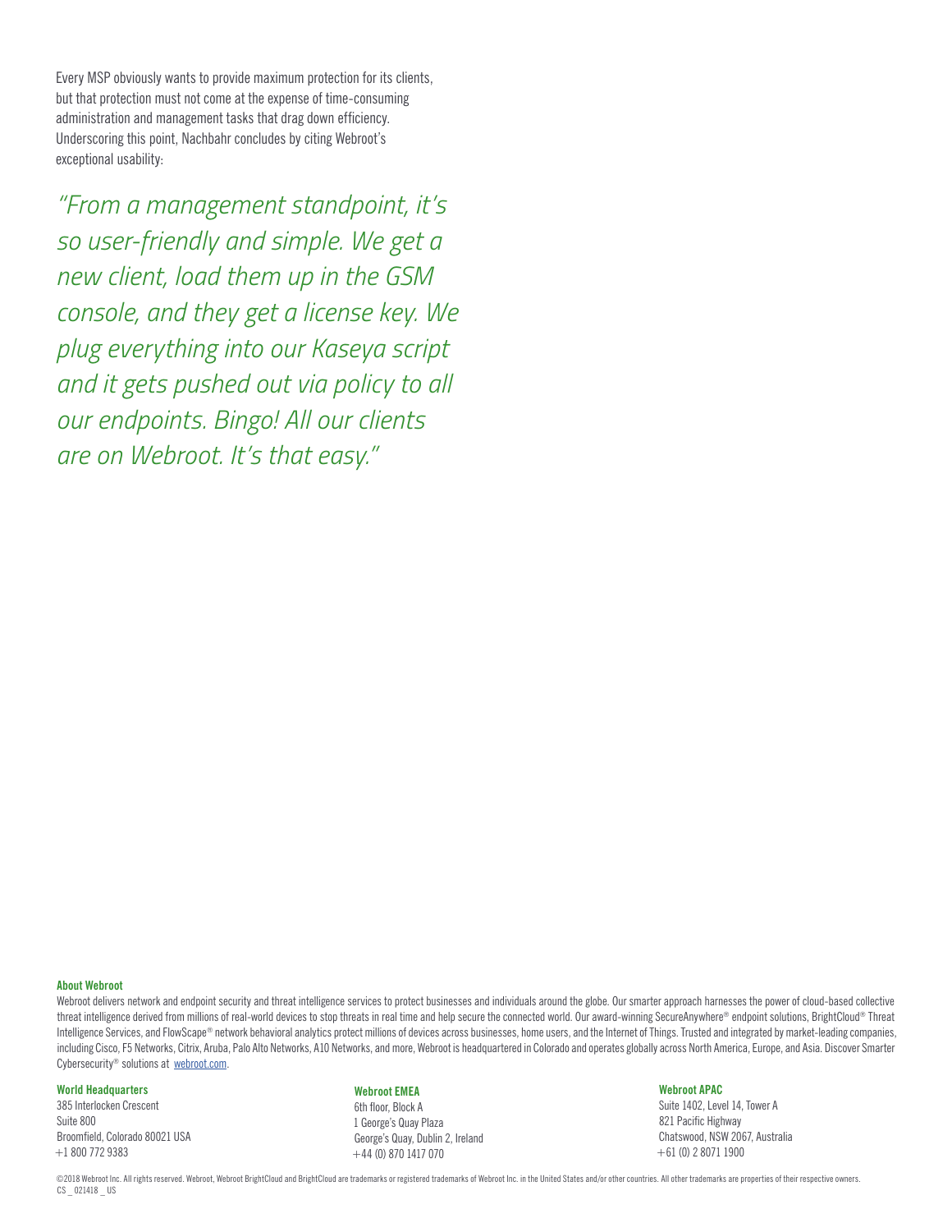Every MSP obviously wants to provide maximum protection for its clients, but that protection must not come at the expense of time-consuming administration and management tasks that drag down efficiency. Underscoring this point, Nachbahr concludes by citing Webroot's exceptional usability:

*"From a management standpoint, it's so user-friendly and simple. We get a new client, load them up in the GSM console, and they get a license key. We plug everything into our Kaseya script and it gets pushed out via policy to all our endpoints. Bingo! All our clients are on Webroot. It's that easy."*

**About Webroot**

Webroot delivers network and endpoint security and threat intelligence services to protect businesses and individuals around the globe. Our smarter approach harnesses the power of cloud-based collective threat intelligence derived from millions of real-world devices to stop threats in real time and help secure the connected world. Our award-winning SecureAnywhere® endpoint solutions, BrightCloud® Threat Intelligence Services, and FlowScape® network behavioral analytics protect millions of devices across businesses, home users, and the Internet of Things. Trusted and integrated by market-leading companies, including Cisco, F5 Networks, Citrix, Aruba, Palo Alto Networks, A10 Networks, and more, Webroot is headquartered in Colorado and operates globally across North America, Europe, and Asia. Discover Smarter Cybersecurity® solutions at webroot.com.

**World Headquarters**
385 Interlocken Crescent
Suite 800
Broomfield, Colorado 80021 USA
+1 800 772 9383

**Webroot EMEA**
6th floor, Block A
1 George's Quay Plaza
George's Quay, Dublin 2, Ireland
+44 (0) 870 1417 070

**Webroot APAC**
Suite 1402, Level 14, Tower A
821 Pacific Highway
Chatswood, NSW 2067, Australia
+61 (0) 2 8071 1900

©2018 Webroot Inc. All rights reserved. Webroot, Webroot BrightCloud and BrightCloud are trademarks or registered trademarks of Webroot Inc. in the United States and/or other countries. All other trademarks are properties of their respective owners.
CS _ 021418 _ US